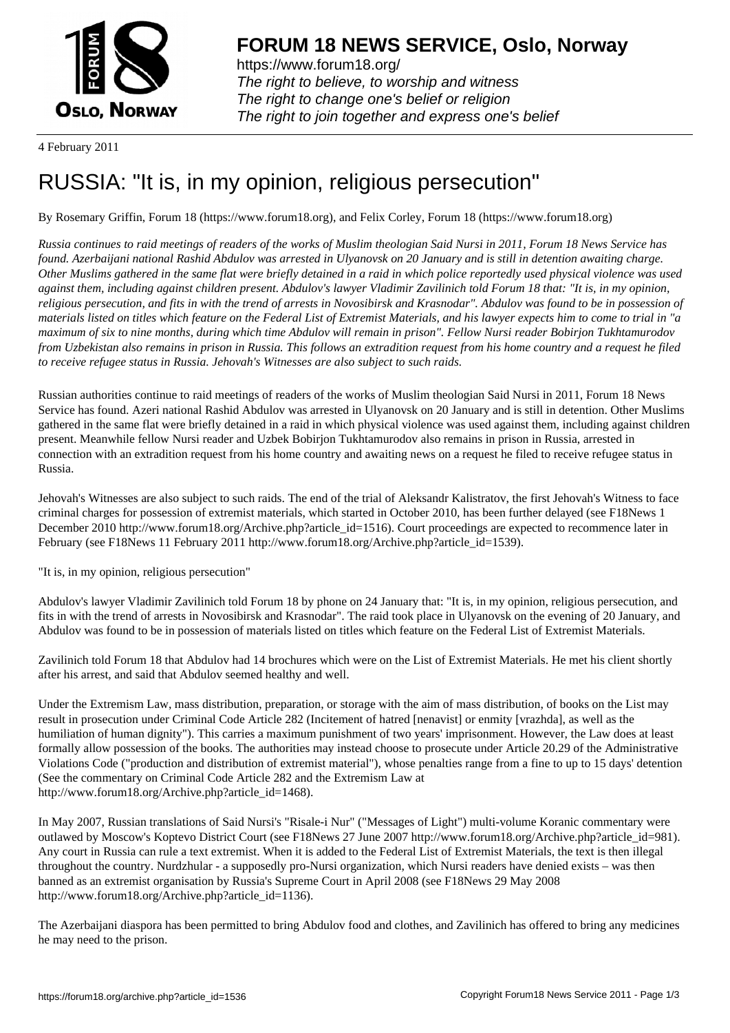# FORUM 18 NEWS SERVICE, Oslo, Norway

https://www.forum18.org/
*The right to believe, to worship and witness*
*The right to change one's belief or religion*
*The right to join together and express one's belief*

4 February 2011

# RUSSIA: "It is, in my opinion, religious persecution"

By Rosemary Griffin, Forum 18 (https://www.forum18.org), and Felix Corley, Forum 18 (https://www.forum18.org)

*Russia continues to raid meetings of readers of the works of Muslim theologian Said Nursi in 2011, Forum 18 News Service has found. Azerbaijani national Rashid Abdulov was arrested in Ulyanovsk on 20 January and is still in detention awaiting charge. Other Muslims gathered in the same flat were briefly detained in a raid in which police reportedly used physical violence was used against them, including against children present. Abdulov's lawyer Vladimir Zavilinich told Forum 18 that: "It is, in my opinion, religious persecution, and fits in with the trend of arrests in Novosibirsk and Krasnodar". Abdulov was found to be in possession of materials listed on titles which feature on the Federal List of Extremist Materials, and his lawyer expects him to come to trial in "a maximum of six to nine months, during which time Abdulov will remain in prison". Fellow Nursi reader Bobirjon Tukhtamurodov from Uzbekistan also remains in prison in Russia. This follows an extradition request from his home country and a request he filed to receive refugee status in Russia. Jehovah's Witnesses are also subject to such raids.*

Russian authorities continue to raid meetings of readers of the works of Muslim theologian Said Nursi in 2011, Forum 18 News Service has found. Azeri national Rashid Abdulov was arrested in Ulyanovsk on 20 January and is still in detention. Other Muslims gathered in the same flat were briefly detained in a raid in which physical violence was used against them, including against children present. Meanwhile fellow Nursi reader and Uzbek Bobirjon Tukhtamurodov also remains in prison in Russia, arrested in connection with an extradition request from his home country and awaiting news on a request he filed to receive refugee status in Russia.

Jehovah's Witnesses are also subject to such raids. The end of the trial of Aleksandr Kalistratov, the first Jehovah's Witness to face criminal charges for possession of extremist materials, which started in October 2010, has been further delayed (see F18News 1 December 2010 http://www.forum18.org/Archive.php?article_id=1516). Court proceedings are expected to recommence later in February (see F18News 11 February 2011 http://www.forum18.org/Archive.php?article_id=1539).

"It is, in my opinion, religious persecution"

Abdulov's lawyer Vladimir Zavilinich told Forum 18 by phone on 24 January that: "It is, in my opinion, religious persecution, and fits in with the trend of arrests in Novosibirsk and Krasnodar". The raid took place in Ulyanovsk on the evening of 20 January, and Abdulov was found to be in possession of materials listed on titles which feature on the Federal List of Extremist Materials.

Zavilinich told Forum 18 that Abdulov had 14 brochures which were on the List of Extremist Materials. He met his client shortly after his arrest, and said that Abdulov seemed healthy and well.

Under the Extremism Law, mass distribution, preparation, or storage with the aim of mass distribution, of books on the List may result in prosecution under Criminal Code Article 282 (Incitement of hatred [nenavist] or enmity [vrazhda], as well as the humiliation of human dignity"). This carries a maximum punishment of two years' imprisonment. However, the Law does at least formally allow possession of the books. The authorities may instead choose to prosecute under Article 20.29 of the Administrative Violations Code ("production and distribution of extremist material"), whose penalties range from a fine to up to 15 days' detention (See the commentary on Criminal Code Article 282 and the Extremism Law at http://www.forum18.org/Archive.php?article_id=1468).

In May 2007, Russian translations of Said Nursi's "Risale-i Nur" ("Messages of Light") multi-volume Koranic commentary were outlawed by Moscow's Koptevo District Court (see F18News 27 June 2007 http://www.forum18.org/Archive.php?article_id=981). Any court in Russia can rule a text extremist. When it is added to the Federal List of Extremist Materials, the text is then illegal throughout the country. Nurdzhular - a supposedly pro-Nursi organization, which Nursi readers have denied exists – was then banned as an extremist organisation by Russia's Supreme Court in April 2008 (see F18News 29 May 2008 http://www.forum18.org/Archive.php?article_id=1136).

The Azerbaijani diaspora has been permitted to bring Abdulov food and clothes, and Zavilinich has offered to bring any medicines he may need to the prison.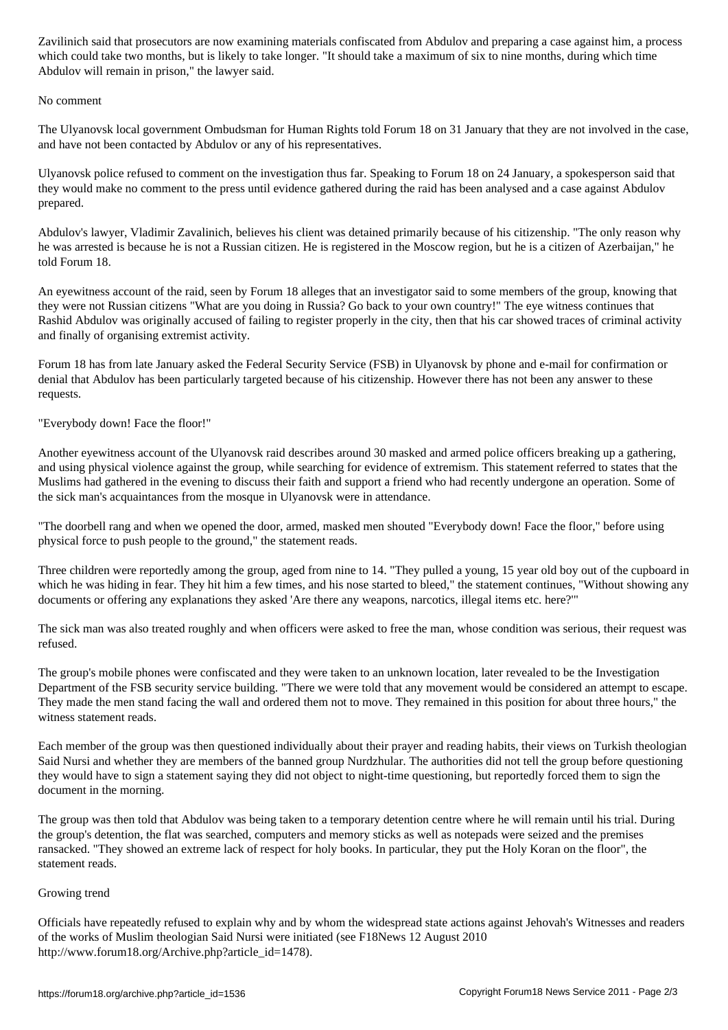Zavilinich said that prosecutors are now examining materials confiscated from Abdulov and preparing a case against him, a process which could take two months, but is likely to take longer. "It should take a maximum of six to nine months, during which time Abdulov will remain in prison," the lawyer said.

## No comment

The Ulyanovsk local government Ombudsman for Human Rights told Forum 18 on 31 January that they are not involved in the case, and have not been contacted by Abdulov or any of his representatives.

Ulyanovsk police refused to comment on the investigation thus far. Speaking to Forum 18 on 24 January, a spokesperson said that they would make no comment to the press until evidence gathered during the raid has been analysed and a case against Abdulov prepared.

Abdulov's lawyer, Vladimir Zavalinich, believes his client was detained primarily because of his citizenship. "The only reason why he was arrested is because he is not a Russian citizen. He is registered in the Moscow region, but he is a citizen of Azerbaijan," he told Forum 18.

An eyewitness account of the raid, seen by Forum 18 alleges that an investigator said to some members of the group, knowing that they were not Russian citizens "What are you doing in Russia? Go back to your own country!" The eye witness continues that Rashid Abdulov was originally accused of failing to register properly in the city, then that his car showed traces of criminal activity and finally of organising extremist activity.

Forum 18 has from late January asked the Federal Security Service (FSB) in Ulyanovsk by phone and e-mail for confirmation or denial that Abdulov has been particularly targeted because of his citizenship. However there has not been any answer to these requests.

## "Everybody down! Face the floor!"

Another eyewitness account of the Ulyanovsk raid describes around 30 masked and armed police officers breaking up a gathering, and using physical violence against the group, while searching for evidence of extremism. This statement referred to states that the Muslims had gathered in the evening to discuss their faith and support a friend who had recently undergone an operation. Some of the sick man's acquaintances from the mosque in Ulyanovsk were in attendance.

"The doorbell rang and when we opened the door, armed, masked men shouted "Everybody down! Face the floor," before using physical force to push people to the ground," the statement reads.

Three children were reportedly among the group, aged from nine to 14. "They pulled a young, 15 year old boy out of the cupboard in which he was hiding in fear. They hit him a few times, and his nose started to bleed," the statement continues, "Without showing any documents or offering any explanations they asked 'Are there any weapons, narcotics, illegal items etc. here?'"

The sick man was also treated roughly and when officers were asked to free the man, whose condition was serious, their request was refused.

The group's mobile phones were confiscated and they were taken to an unknown location, later revealed to be the Investigation Department of the FSB security service building. "There we were told that any movement would be considered an attempt to escape. They made the men stand facing the wall and ordered them not to move. They remained in this position for about three hours," the witness statement reads.

Each member of the group was then questioned individually about their prayer and reading habits, their views on Turkish theologian Said Nursi and whether they are members of the banned group Nurdzhular. The authorities did not tell the group before questioning they would have to sign a statement saying they did not object to night-time questioning, but reportedly forced them to sign the document in the morning.

The group was then told that Abdulov was being taken to a temporary detention centre where he will remain until his trial. During the group's detention, the flat was searched, computers and memory sticks as well as notepads were seized and the premises ransacked. "They showed an extreme lack of respect for holy books. In particular, they put the Holy Koran on the floor", the statement reads.

## Growing trend

Officials have repeatedly refused to explain why and by whom the widespread state actions against Jehovah's Witnesses and readers of the works of Muslim theologian Said Nursi were initiated (see F18News 12 August 2010 http://www.forum18.org/Archive.php?article_id=1478).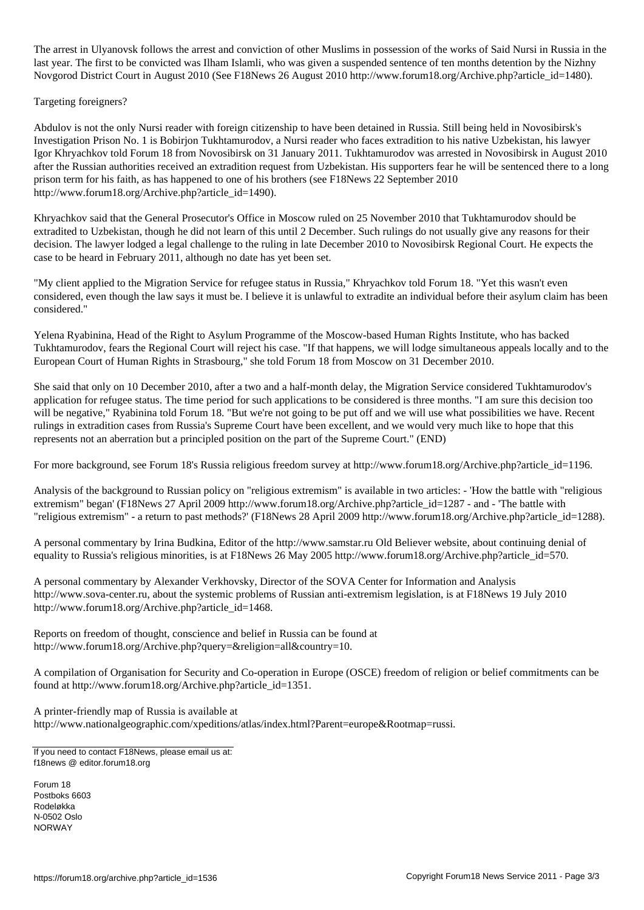The arrest in Ulyanovsk follows the arrest and conviction of other Muslims in possession of the works of Said Nursi in Russia in the last year. The first to be convicted was Ilham Islamli, who was given a suspended sentence of ten months detention by the Nizhny Novgorod District Court in August 2010 (See F18News 26 August 2010 http://www.forum18.org/Archive.php?article_id=1480).

## Targeting foreigners?

Abdulov is not the only Nursi reader with foreign citizenship to have been detained in Russia. Still being held in Novosibirsk's Investigation Prison No. 1 is Bobirjon Tukhtamurodov, a Nursi reader who faces extradition to his native Uzbekistan, his lawyer Igor Khryachkov told Forum 18 from Novosibirsk on 31 January 2011. Tukhtamurodov was arrested in Novosibirsk in August 2010 after the Russian authorities received an extradition request from Uzbekistan. His supporters fear he will be sentenced there to a long prison term for his faith, as has happened to one of his brothers (see F18News 22 September 2010 http://www.forum18.org/Archive.php?article_id=1490).

Khryachkov said that the General Prosecutor's Office in Moscow ruled on 25 November 2010 that Tukhtamurodov should be extradited to Uzbekistan, though he did not learn of this until 2 December. Such rulings do not usually give any reasons for their decision. The lawyer lodged a legal challenge to the ruling in late December 2010 to Novosibirsk Regional Court. He expects the case to be heard in February 2011, although no date has yet been set.

"My client applied to the Migration Service for refugee status in Russia," Khryachkov told Forum 18. "Yet this wasn't even considered, even though the law says it must be. I believe it is unlawful to extradite an individual before their asylum claim has been considered."

Yelena Ryabinina, Head of the Right to Asylum Programme of the Moscow-based Human Rights Institute, who has backed Tukhtamurodov, fears the Regional Court will reject his case. "If that happens, we will lodge simultaneous appeals locally and to the European Court of Human Rights in Strasbourg," she told Forum 18 from Moscow on 31 December 2010.

She said that only on 10 December 2010, after a two and a half-month delay, the Migration Service considered Tukhtamurodov's application for refugee status. The time period for such applications to be considered is three months. "I am sure this decision too will be negative," Ryabinina told Forum 18. "But we're not going to be put off and we will use what possibilities we have. Recent rulings in extradition cases from Russia's Supreme Court have been excellent, and we would very much like to hope that this represents not an aberration but a principled position on the part of the Supreme Court." (END)

For more background, see Forum 18's Russia religious freedom survey at http://www.forum18.org/Archive.php?article_id=1196.

Analysis of the background to Russian policy on "religious extremism" is available in two articles: - 'How the battle with "religious extremism" began' (F18News 27 April 2009 http://www.forum18.org/Archive.php?article_id=1287 - and - 'The battle with "religious extremism" - a return to past methods?' (F18News 28 April 2009 http://www.forum18.org/Archive.php?article_id=1288).

A personal commentary by Irina Budkina, Editor of the http://www.samstar.ru Old Believer website, about continuing denial of equality to Russia's religious minorities, is at F18News 26 May 2005 http://www.forum18.org/Archive.php?article_id=570.

A personal commentary by Alexander Verkhovsky, Director of the SOVA Center for Information and Analysis http://www.sova-center.ru, about the systemic problems of Russian anti-extremism legislation, is at F18News 19 July 2010 http://www.forum18.org/Archive.php?article_id=1468.

Reports on freedom of thought, conscience and belief in Russia can be found at http://www.forum18.org/Archive.php?query=&religion=all&country=10.

A compilation of Organisation for Security and Co-operation in Europe (OSCE) freedom of religion or belief commitments can be found at http://www.forum18.org/Archive.php?article_id=1351.

A printer-friendly map of Russia is available at http://www.nationalgeographic.com/xpeditions/atlas/index.html?Parent=europe&Rootmap=russi.

If you need to contact F18News, please email us at:
f18news @ editor.forum18.org

Forum 18
Postboks 6603
Rodeløkka
N-0502 Oslo
NORWAY